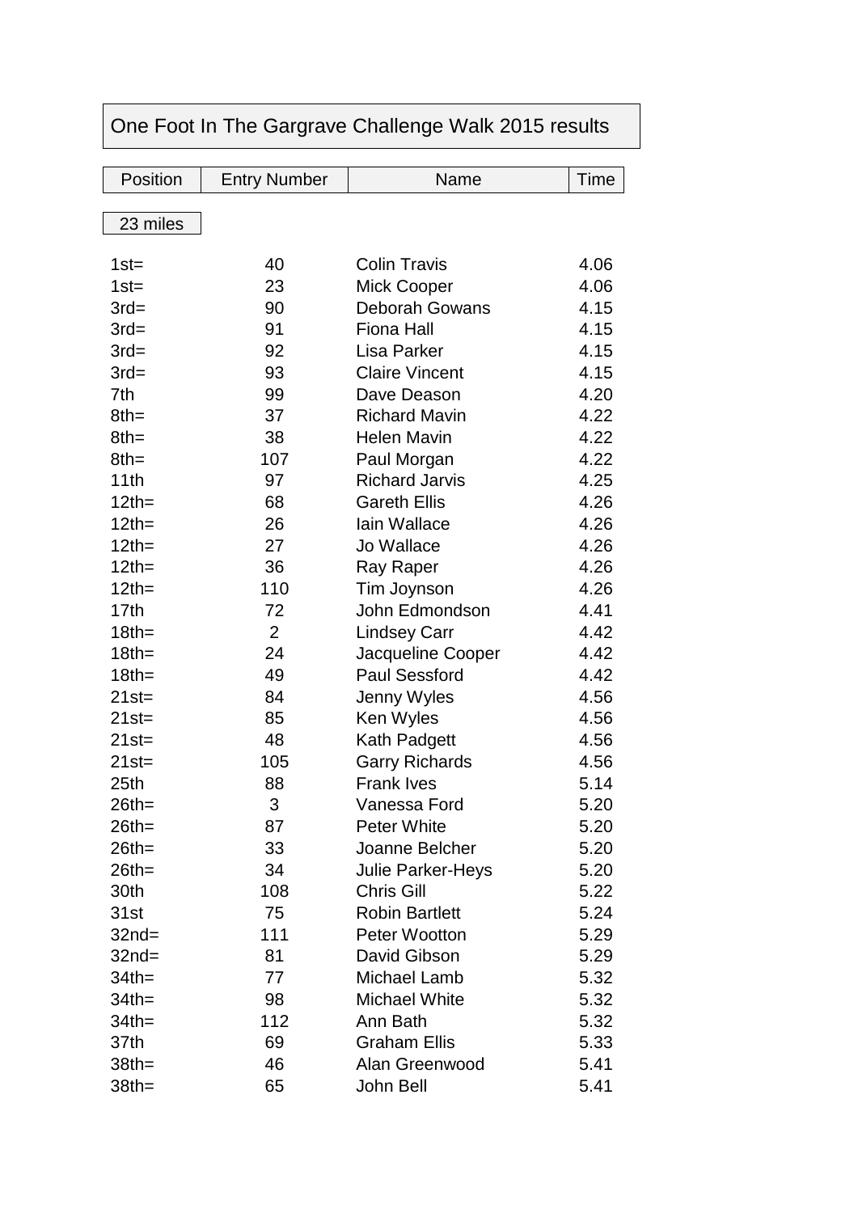# One Foot In The Gargrave Challenge Walk 2015 results

| Position | Entry Number | Name | Time |
|---|---|---|---|
| 23 miles | | | |
| 1st= | 40 | Colin Travis | 4.06 |
| 1st= | 23 | Mick Cooper | 4.06 |
| 3rd= | 90 | Deborah Gowans | 4.15 |
| 3rd= | 91 | Fiona Hall | 4.15 |
| 3rd= | 92 | Lisa Parker | 4.15 |
| 3rd= | 93 | Claire Vincent | 4.15 |
| 7th | 99 | Dave Deason | 4.20 |
| 8th= | 37 | Richard Mavin | 4.22 |
| 8th= | 38 | Helen Mavin | 4.22 |
| 8th= | 107 | Paul Morgan | 4.22 |
| 11th | 97 | Richard Jarvis | 4.25 |
| 12th= | 68 | Gareth Ellis | 4.26 |
| 12th= | 26 | Iain Wallace | 4.26 |
| 12th= | 27 | Jo Wallace | 4.26 |
| 12th= | 36 | Ray Raper | 4.26 |
| 12th= | 110 | Tim Joynson | 4.26 |
| 17th | 72 | John Edmondson | 4.41 |
| 18th= | 2 | Lindsey Carr | 4.42 |
| 18th= | 24 | Jacqueline Cooper | 4.42 |
| 18th= | 49 | Paul Sessford | 4.42 |
| 21st= | 84 | Jenny Wyles | 4.56 |
| 21st= | 85 | Ken Wyles | 4.56 |
| 21st= | 48 | Kath Padgett | 4.56 |
| 21st= | 105 | Garry Richards | 4.56 |
| 25th | 88 | Frank Ives | 5.14 |
| 26th= | 3 | Vanessa Ford | 5.20 |
| 26th= | 87 | Peter White | 5.20 |
| 26th= | 33 | Joanne Belcher | 5.20 |
| 26th= | 34 | Julie Parker-Heys | 5.20 |
| 30th | 108 | Chris Gill | 5.22 |
| 31st | 75 | Robin Bartlett | 5.24 |
| 32nd= | 111 | Peter Wootton | 5.29 |
| 32nd= | 81 | David Gibson | 5.29 |
| 34th= | 77 | Michael Lamb | 5.32 |
| 34th= | 98 | Michael White | 5.32 |
| 34th= | 112 | Ann Bath | 5.32 |
| 37th | 69 | Graham Ellis | 5.33 |
| 38th= | 46 | Alan Greenwood | 5.41 |
| 38th= | 65 | John Bell | 5.41 |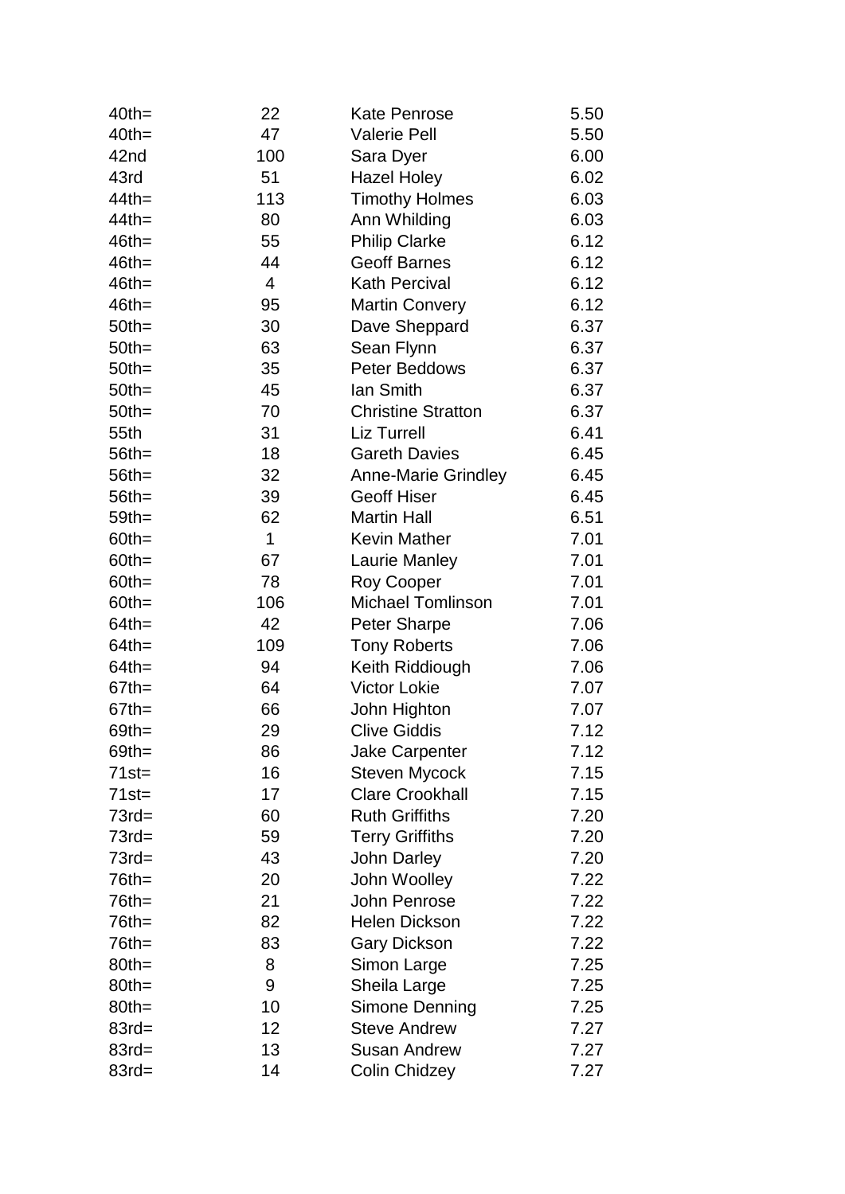| | | | |
|---|---|---|---|
| 40th= | 22 | Kate Penrose | 5.50 |
| 40th= | 47 | Valerie Pell | 5.50 |
| 42nd | 100 | Sara Dyer | 6.00 |
| 43rd | 51 | Hazel Holey | 6.02 |
| 44th= | 113 | Timothy Holmes | 6.03 |
| 44th= | 80 | Ann Whilding | 6.03 |
| 46th= | 55 | Philip Clarke | 6.12 |
| 46th= | 44 | Geoff Barnes | 6.12 |
| 46th= | 4 | Kath Percival | 6.12 |
| 46th= | 95 | Martin Convery | 6.12 |
| 50th= | 30 | Dave Sheppard | 6.37 |
| 50th= | 63 | Sean Flynn | 6.37 |
| 50th= | 35 | Peter Beddows | 6.37 |
| 50th= | 45 | Ian Smith | 6.37 |
| 50th= | 70 | Christine Stratton | 6.37 |
| 55th | 31 | Liz Turrell | 6.41 |
| 56th= | 18 | Gareth Davies | 6.45 |
| 56th= | 32 | Anne-Marie Grindley | 6.45 |
| 56th= | 39 | Geoff Hiser | 6.45 |
| 59th= | 62 | Martin Hall | 6.51 |
| 60th= | 1 | Kevin Mather | 7.01 |
| 60th= | 67 | Laurie Manley | 7.01 |
| 60th= | 78 | Roy Cooper | 7.01 |
| 60th= | 106 | Michael Tomlinson | 7.01 |
| 64th= | 42 | Peter Sharpe | 7.06 |
| 64th= | 109 | Tony Roberts | 7.06 |
| 64th= | 94 | Keith Riddiough | 7.06 |
| 67th= | 64 | Victor Lokie | 7.07 |
| 67th= | 66 | John Highton | 7.07 |
| 69th= | 29 | Clive Giddis | 7.12 |
| 69th= | 86 | Jake Carpenter | 7.12 |
| 71st= | 16 | Steven Mycock | 7.15 |
| 71st= | 17 | Clare Crookhall | 7.15 |
| 73rd= | 60 | Ruth Griffiths | 7.20 |
| 73rd= | 59 | Terry Griffiths | 7.20 |
| 73rd= | 43 | John Darley | 7.20 |
| 76th= | 20 | John Woolley | 7.22 |
| 76th= | 21 | John Penrose | 7.22 |
| 76th= | 82 | Helen Dickson | 7.22 |
| 76th= | 83 | Gary Dickson | 7.22 |
| 80th= | 8 | Simon Large | 7.25 |
| 80th= | 9 | Sheila Large | 7.25 |
| 80th= | 10 | Simone Denning | 7.25 |
| 83rd= | 12 | Steve Andrew | 7.27 |
| 83rd= | 13 | Susan Andrew | 7.27 |
| 83rd= | 14 | Colin Chidzey | 7.27 |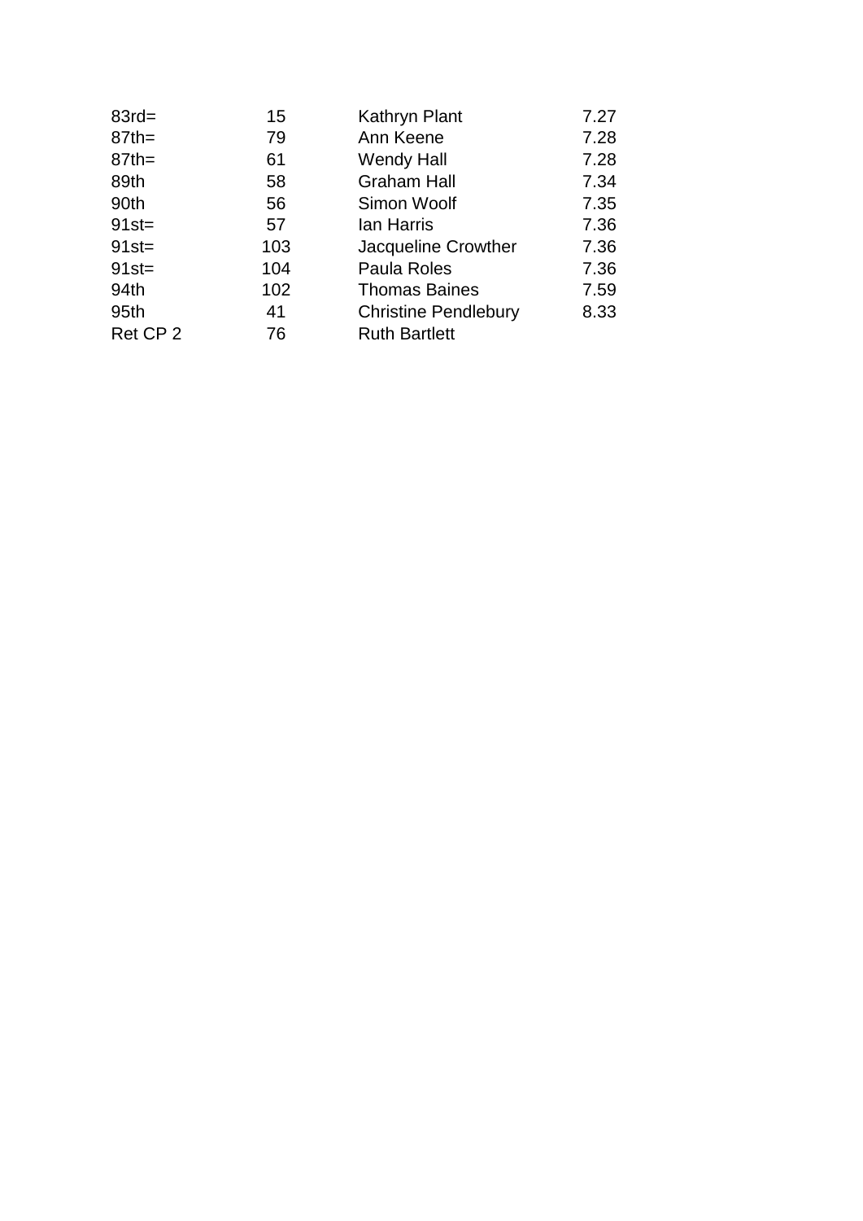| | | | |
|---|---|---|---|
| 83rd= | 15 | Kathryn Plant | 7.27 |
| 87th= | 79 | Ann Keene | 7.28 |
| 87th= | 61 | Wendy Hall | 7.28 |
| 89th | 58 | Graham Hall | 7.34 |
| 90th | 56 | Simon Woolf | 7.35 |
| 91st= | 57 | Ian Harris | 7.36 |
| 91st= | 103 | Jacqueline Crowther | 7.36 |
| 91st= | 104 | Paula Roles | 7.36 |
| 94th | 102 | Thomas Baines | 7.59 |
| 95th | 41 | Christine Pendlebury | 8.33 |
| Ret CP 2 | 76 | Ruth Bartlett | |